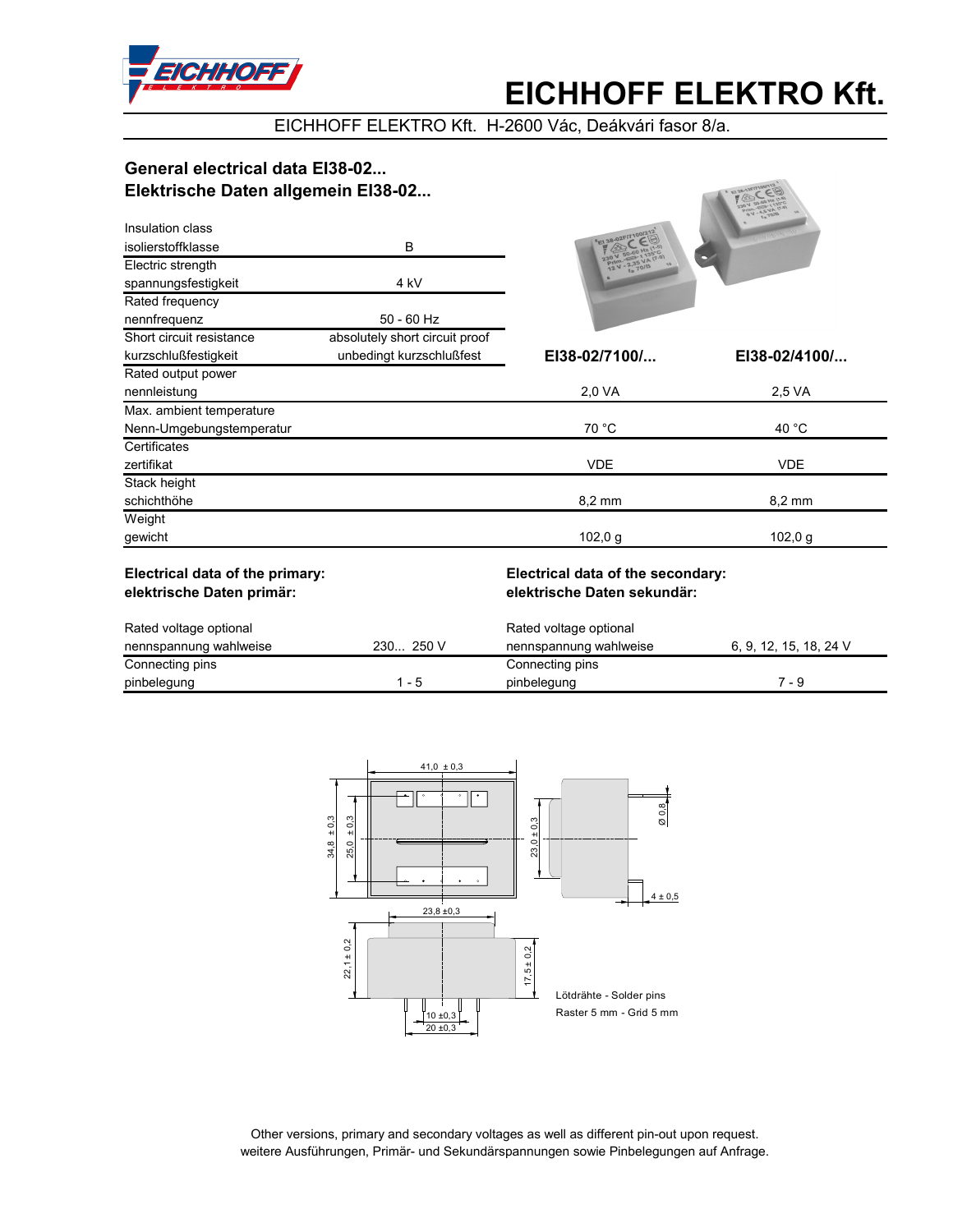# EICHHOFF ELEKTRO Kft.

EICHHOFF ELEKTRO Kft. H-2600 Vác, Deákvári fasor 8/a.

## General electrical data EI38-02...
## Elektrische Daten allgemein EI38-02...

| | | EI38-02/7100/... | EI38-02/4100/... |
|---|---|---|---|
| Insulation class<br>isolierstoffklasse | B | | |
| Electric strength<br>spannungsfestigkeit | 4 kV | | |
| Rated frequency<br>nennfrequenz | 50 - 60 Hz | | |
| Short circuit resistance<br>kurzschlußfestigkeit | absolutely short circuit proof<br>unbedingt kurzschlußfest | | |
| Rated output power<br>nennleistung | | 2,0 VA | 2,5 VA |
| Max. ambient temperature<br>Nenn-Umgebungstemperatur | | 70 °C | 40 °C |
| Certificates<br>zertifikat | | VDE | VDE |
| Stack height<br>schichthöhe | | 8,2 mm | 8,2 mm |
| Weight<br>gewicht | | 102,0 g | 102,0 g |

### Electrical data of the primary:
### elektrische Daten primär:

| | |
|---|---|
| Rated voltage optional<br>nennspannung wahlweise | 230... 250 V |
| Connecting pins<br>pinbelegung | 1 - 5 |

### Electrical data of the secondary:
### elektrische Daten sekundär:

| | |
|---|---|
| Rated voltage optional<br>nennspannung wahlweise | 6, 9, 12, 15, 18, 24 V |
| Connecting pins<br>pinbelegung | 7 - 9 |

41,0 ± 0,3

34,8 ± 0,3

25,0 ± 0,3

23,0 ± 0,3

Ø 0,8

4 ± 0,5

23,8 ±0,3

22,1 ± 0,2

17,5 ± 0,2

10 ±0,3

20 ±0,3

Lötdrähte - Solder pins
Raster 5 mm - Grid 5 mm

Other versions, primary and secondary voltages as well as different pin-out upon request.
weitere Ausführungen, Primär- und Sekundärspannungen sowie Pinbelegungen auf Anfrage.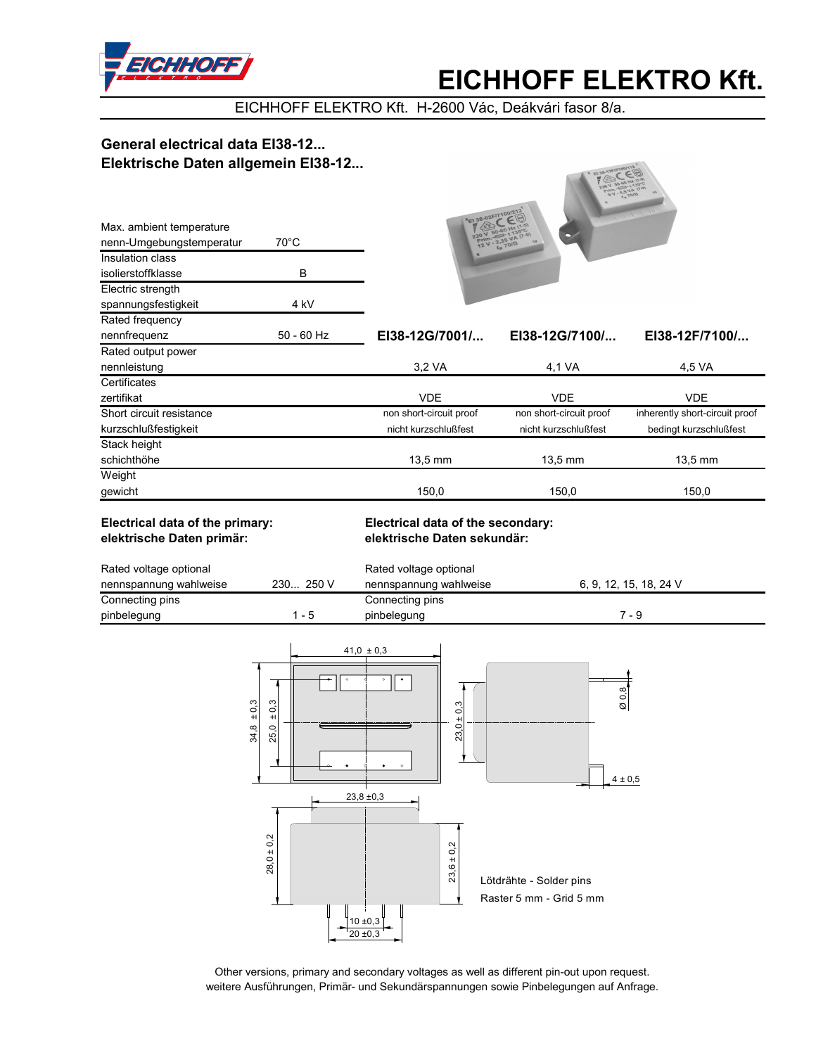# EICHHOFF ELEKTRO Kft.

EICHHOFF ELEKTRO Kft. H-2600 Vác, Deákvári fasor 8/a.

## General electrical data EI38-12...
## Elektrische Daten allgemein EI38-12...

| | | | | |
|---|---|---|---|---|
| Max. ambient temperature<br>nenn-Umgebungstemperatur | 70°C | | | |
| Insulation class<br>isolierstoffklasse | B | | | |
| Electric strength<br>spannungsfestigkeit | 4 kV | | | |
| Rated frequency<br>nennfrequenz | 50 - 60 Hz | **EI38-12G/7001/...** | **EI38-12G/7100/...** | **EI38-12F/7100/...** |
| Rated output power<br>nennleistung | | 3,2 VA | 4,1 VA | 4,5 VA |
| Certificates<br>zertifikat | | VDE | VDE | VDE |
| Short circuit resistance<br>kurzschlußfestigkeit | | non short-circuit proof<br>nicht kurzschlußfest | non short-circuit proof<br>nicht kurzschlußfest | inherently short-circuit proof<br>bedingt kurzschlußfest |
| Stack height<br>schichthöhe | | 13,5 mm | 13,5 mm | 13,5 mm |
| Weight<br>gewicht | | 150,0 | 150,0 | 150,0 |

**Electrical data of the primary:**
**elektrische Daten primär:**

| | |
|---|---|
| Rated voltage optional<br>nennspannung wahlweise | 230... 250 V |
| Connecting pins<br>pinbelegung | 1 - 5 |

**Electrical data of the secondary:**
**elektrische Daten sekundär:**

| | |
|---|---|
| Rated voltage optional<br>nennspannung wahlweise | 6, 9, 12, 15, 18, 24 V |
| Connecting pins<br>pinbelegung | 7 - 9 |

41,0 ± 0,3
34,8 ± 0,3
25,0 ± 0,3
23,0 ± 0,3
Ø 0,8
4 ± 0,5
23,8 ±0,3
28,0 ± 0,2
23,6 ± 0,2
10 ±0,3
20 ±0,3

Lötdrähte - Solder pins
Raster 5 mm - Grid 5 mm

Other versions, primary and secondary voltages as well as different pin-out upon request.
weitere Ausführungen, Primär- und Sekundärspannungen sowie Pinbelegungen auf Anfrage.